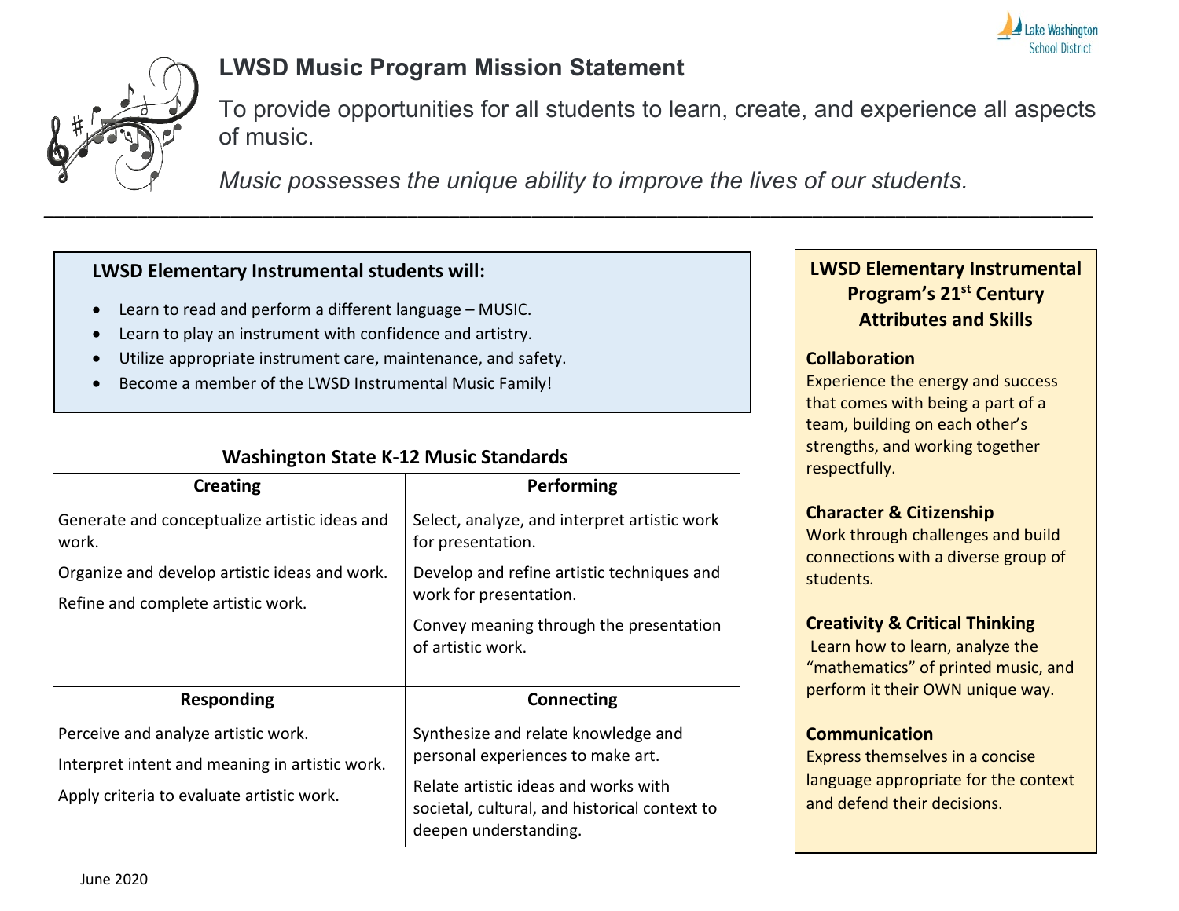# LWSD Music Program Mission Statement

To provide opportunities for all students to learn, create, and experience all aspects of music.

*Music possesses the unique ability to improve the lives of our students.*

---

**LWSD Elementary Instrumental students will:**

- Learn to read and perform a different language – MUSIC.
- Learn to play an instrument with confidence and artistry.
- Utilize appropriate instrument care, maintenance, and safety.
- Become a member of the LWSD Instrumental Music Family!

### Washington State K-12 Music Standards

| Creating | Performing |
|---|---|
| Generate and conceptualize artistic ideas and work.<br>Organize and develop artistic ideas and work.<br>Refine and complete artistic work. | Select, analyze, and interpret artistic work for presentation.<br>Develop and refine artistic techniques and work for presentation.<br>Convey meaning through the presentation of artistic work. |
| **Responding** | **Connecting** |
| Perceive and analyze artistic work.<br>Interpret intent and meaning in artistic work.<br>Apply criteria to evaluate artistic work. | Synthesize and relate knowledge and personal experiences to make art.<br>Relate artistic ideas and works with societal, cultural, and historical context to deepen understanding. |

### LWSD Elementary Instrumental Program's 21st Century Attributes and Skills

**Collaboration**
Experience the energy and success that comes with being a part of a team, building on each other's strengths, and working together respectfully.

**Character & Citizenship**
Work through challenges and build connections with a diverse group of students.

**Creativity & Critical Thinking**
Learn how to learn, analyze the "mathematics" of printed music, and perform it their OWN unique way.

**Communication**
Express themselves in a concise language appropriate for the context and defend their decisions.

June 2020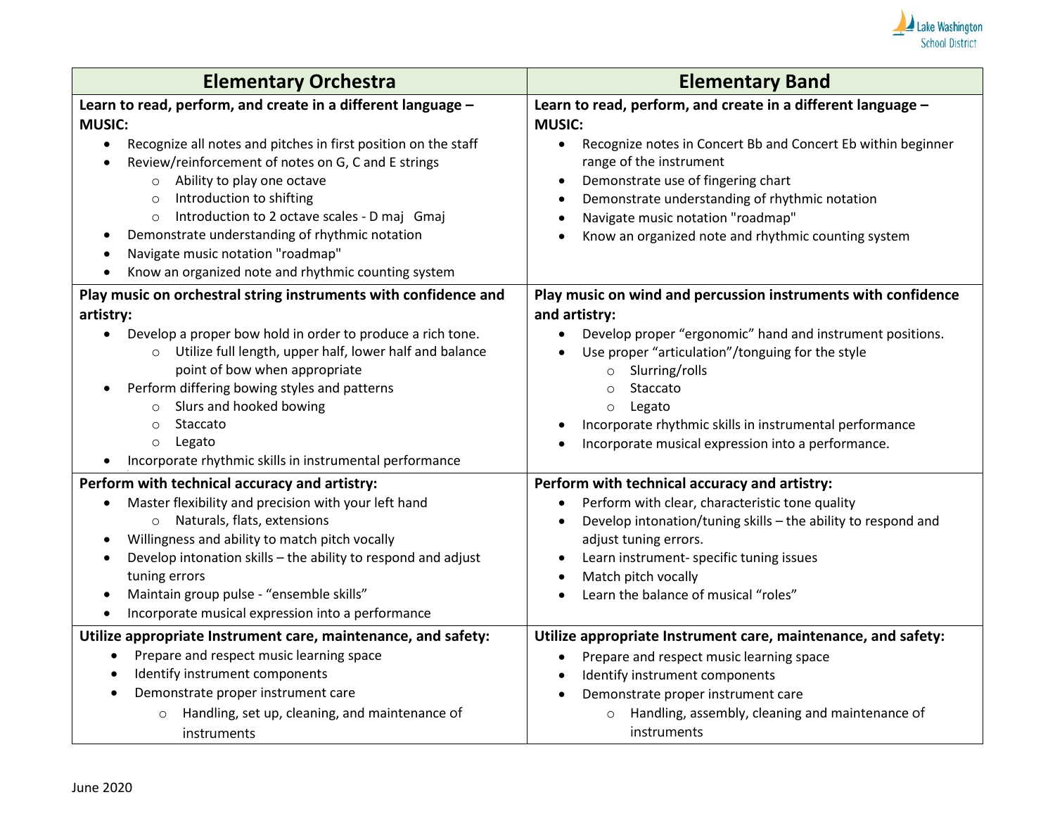| Elementary Orchestra | Elementary Band |
|---|---|
| **Learn to read, perform, and create in a different language – MUSIC:**<br>• Recognize all notes and pitches in first position on the staff<br>• Review/reinforcement of notes on G, C and E strings<br>  ○ Ability to play one octave<br>  ○ Introduction to shifting<br>  ○ Introduction to 2 octave scales - D maj  Gmaj<br>• Demonstrate understanding of rhythmic notation<br>• Navigate music notation "roadmap"<br>• Know an organized note and rhythmic counting system | **Learn to read, perform, and create in a different language – MUSIC:**<br>• Recognize notes in Concert Bb and Concert Eb within beginner range of the instrument<br>• Demonstrate use of fingering chart<br>• Demonstrate understanding of rhythmic notation<br>• Navigate music notation "roadmap"<br>• Know an organized note and rhythmic counting system |
| **Play music on orchestral string instruments with confidence and artistry:**<br>• Develop a proper bow hold in order to produce a rich tone.<br>  ○ Utilize full length, upper half, lower half and balance point of bow when appropriate<br>• Perform differing bowing styles and patterns<br>  ○ Slurs and hooked bowing<br>  ○ Staccato<br>  ○ Legato<br>• Incorporate rhythmic skills in instrumental performance | **Play music on wind and percussion instruments with confidence and artistry:**<br>• Develop proper "ergonomic" hand and instrument positions.<br>• Use proper "articulation"/tonguing for the style<br>  ○ Slurring/rolls<br>  ○ Staccato<br>  ○ Legato<br>• Incorporate rhythmic skills in instrumental performance<br>• Incorporate musical expression into a performance. |
| **Perform with technical accuracy and artistry:**<br>• Master flexibility and precision with your left hand<br>  ○ Naturals, flats, extensions<br>• Willingness and ability to match pitch vocally<br>• Develop intonation skills – the ability to respond and adjust tuning errors<br>• Maintain group pulse - "ensemble skills"<br>• Incorporate musical expression into a performance | **Perform with technical accuracy and artistry:**<br>• Perform with clear, characteristic tone quality<br>• Develop intonation/tuning skills – the ability to respond and adjust tuning errors.<br>• Learn instrument- specific tuning issues<br>• Match pitch vocally<br>• Learn the balance of musical "roles" |
| **Utilize appropriate Instrument care, maintenance, and safety:**<br>• Prepare and respect music learning space<br>• Identify instrument components<br>• Demonstrate proper instrument care<br>  ○ Handling, set up, cleaning, and maintenance of instruments | **Utilize appropriate Instrument care, maintenance, and safety:**<br>• Prepare and respect music learning space<br>• Identify instrument components<br>• Demonstrate proper instrument care<br>  ○ Handling, assembly, cleaning and maintenance of instruments |

June 2020